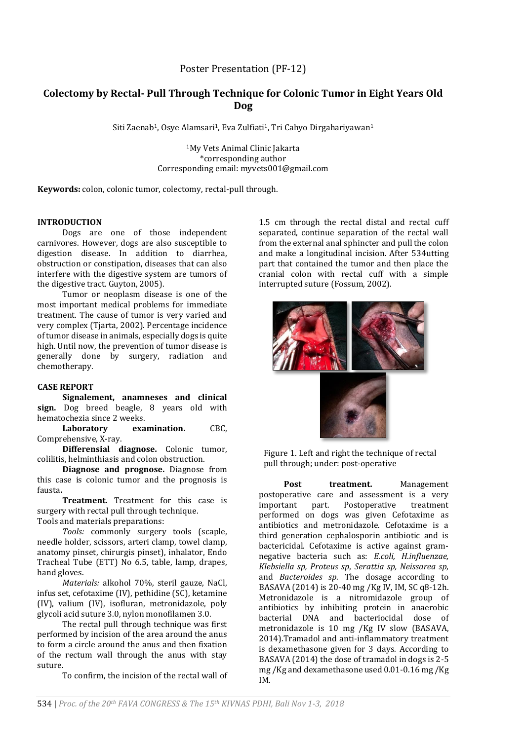Poster Presentation (PF-12)

# Colectomy by Rectal- Pull Through Technique for Colonic Tumor in Eight Years Old Dog

Siti Zaenab[1], Osye Alamsari[1], Eva Zulfiati[1], Tri Cahyo Dirgahariyawan[1]

[1]My Vets Animal Clinic Jakarta
*corresponding author
Corresponding email: myvets001@gmail.com

**Keywords:** colon, colonic tumor, colectomy, rectal-pull through.

## INTRODUCTION

Dogs are one of those independent carnivores. However, dogs are also susceptible to digestion disease. In addition to diarrhea, obstruction or constipation, diseases that can also interfere with the digestive system are tumors of the digestive tract. Guyton, 2005).

Tumor or neoplasm disease is one of the most important medical problems for immediate treatment. The cause of tumor is very varied and very complex (Tjarta, 2002). Percentage incidence of tumor disease in animals, especially dogs is quite high. Until now, the prevention of tumor disease is generally done by surgery, radiation and chemotherapy.

## CASE REPORT

**Signalement, anamneses and clinical sign.** Dog breed beagle, 8 years old with hematochezia since 2 weeks.

**Laboratory examination.** CBC, Comprehensive, X-ray.

**Differensial diagnose.** Colonic tumor, colilitis, helminthiasis and colon obstruction.

**Diagnose and prognose.** Diagnose from this case is colonic tumor and the prognosis is fausta**.**

**Treatment.** Treatment for this case is surgery with rectal pull through technique.

Tools and materials preparations:

*Tools:* commonly surgery tools (scaple, needle holder, scissors, arteri clamp, towel clamp, anatomy pinset, chirurgis pinset), inhalator, Endo Tracheal Tube (ETT) No 6.5, table, lamp, drapes, hand gloves.

*Materials:* alkohol 70%, steril gauze, NaCl, infus set, cefotaxime (IV), pethidine (SC), ketamine (IV), valium (IV), isofluran, metronidazole, poly glycoli acid suture 3.0, nylon monofilamen 3.0.

The rectal pull through technique was first performed by incision of the area around the anus to form a circle around the anus and then fixation of the rectum wall through the anus with stay suture.

To confirm, the incision of the rectal wall of 1.5 cm through the rectal distal and rectal cuff separated, continue separation of the rectal wall from the external anal sphincter and pull the colon and make a longitudinal incision. After 534utting part that contained the tumor and then place the cranial colon with rectal cuff with a simple interrupted suture (Fossum, 2002).

Figure 1. Left and right the technique of rectal pull through; under: post-operative

**Post treatment.** Management postoperative care and assessment is a very important part. Postoperative treatment performed on dogs was given Cefotaxime as antibiotics and metronidazole. Cefotaxime is a third generation cephalosporin antibiotic and is bactericidal. Cefotaxime is active against gram-negative bacteria such as: *E.coli, H.influenzae, Klebsiella sp, Proteus sp*, *Serattia sp, Neissarea sp,* and *Bacteroides sp*. The dosage according to BASAVA (2014) is 20-40 mg /Kg IV, IM, SC q8-12h. Metronidazole is a nitromidazole group of antibiotics by inhibiting protein in anaerobic bacterial DNA and bacteriocidal dose of metronidazole is 10 mg /Kg IV slow (BASAVA, 2014).Tramadol and anti-inflammatory treatment is dexamethasone given for 3 days. According to BASAVA (2014) the dose of tramadol in dogs is 2-5 mg /Kg and dexamethasone used 0.01-0.16 mg /Kg IM.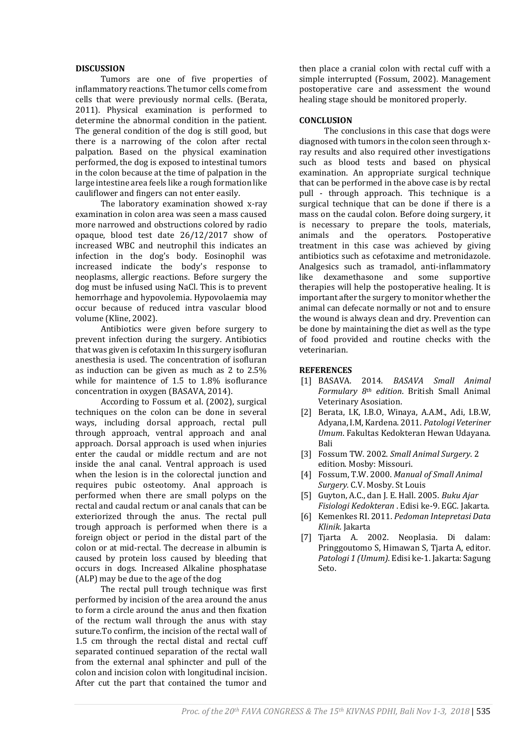## DISCUSSION

Tumors are one of five properties of inflammatory reactions. The tumor cells come from cells that were previously normal cells. (Berata, 2011). Physical examination is performed to determine the abnormal condition in the patient. The general condition of the dog is still good, but there is a narrowing of the colon after rectal palpation. Based on the physical examination performed, the dog is exposed to intestinal tumors in the colon because at the time of palpation in the large intestine area feels like a rough formation like cauliflower and fingers can not enter easily.

The laboratory examination showed x-ray examination in colon area was seen a mass caused more narrowed and obstructions colored by radio opaque, blood test date 26/12/2017 show of increased WBC and neutrophil this indicates an infection in the dog's body. Eosinophil was increased indicate the body's response to neoplasms, allergic reactions. Before surgery the dog must be infused using NaCl. This is to prevent hemorrhage and hypovolemia. Hypovolaemia may occur because of reduced intra vascular blood volume (Kline, 2002).

Antibiotics were given before surgery to prevent infection during the surgery. Antibiotics that was given is cefotaxim In this surgery isofluran anesthesia is used. The concentration of isofluran as induction can be given as much as 2 to 2.5% while for maintence of 1.5 to 1.8% isoflurance concentration in oxygen (BASAVA, 2014).

According to Fossum et al. (2002), surgical techniques on the colon can be done in several ways, including dorsal approach, rectal pull through approach, ventral approach and anal approach. Dorsal approach is used when injuries enter the caudal or middle rectum and are not inside the anal canal. Ventral approach is used when the lesion is in the colorectal junction and requires pubic osteotomy. Anal approach is performed when there are small polyps on the rectal and caudal rectum or anal canals that can be exteriorized through the anus. The rectal pull trough approach is performed when there is a foreign object or period in the distal part of the colon or at mid-rectal. The decrease in albumin is caused by protein loss caused by bleeding that occurs in dogs. Increased Alkaline phosphatase (ALP) may be due to the age of the dog

The rectal pull trough technique was first performed by incision of the area around the anus to form a circle around the anus and then fixation of the rectum wall through the anus with stay suture.To confirm, the incision of the rectal wall of 1.5 cm through the rectal distal and rectal cuff separated continued separation of the rectal wall from the external anal sphincter and pull of the colon and incision colon with longitudinal incision. After cut the part that contained the tumor and then place a cranial colon with rectal cuff with a simple interrupted (Fossum, 2002). Management postoperative care and assessment the wound healing stage should be monitored properly.

## CONCLUSION

The conclusions in this case that dogs were diagnosed with tumors in the colon seen through x-ray results and also required other investigations such as blood tests and based on physical examination. An appropriate surgical technique that can be performed in the above case is by rectal pull - through approach. This technique is a surgical technique that can be done if there is a mass on the caudal colon. Before doing surgery, it is necessary to prepare the tools, materials, animals and the operators. Postoperative treatment in this case was achieved by giving antibiotics such as cefotaxime and metronidazole. Analgesics such as tramadol, anti-inflammatory like dexamethasone and some supportive therapies will help the postoperative healing. It is important after the surgery to monitor whether the animal can defecate normally or not and to ensure the wound is always clean and dry. Prevention can be done by maintaining the diet as well as the type of food provided and routine checks with the veterinarian.

## REFERENCES

[1] BASAVA. 2014. *BASAVA Small Animal Formulary 8th edition*. British Small Animal Veterinary Asosiation.

[2] Berata, I.K, I.B.O, Winaya, A.A.M., Adi, I.B.W, Adyana, I.M, Kardena. 2011. *Patologi Veteriner Umum*. Fakultas Kedokteran Hewan Udayana. Bali

[3] Fossum TW. 2002. *Small Animal Surgery*. 2 edition. Mosby: Missouri.

[4] Fossum, T.W. 2000. *Manual of Small Animal Surgery*. C.V. Mosby. St Louis

[5] Guyton, A.C., dan J. E. Hall. 2005. *Buku Ajar Fisiologi Kedokteran* . Edisi ke-9. EGC. Jakarta.

[6] Kemenkes RI. 2011. *Pedoman Intepretasi Data Klinik*. Jakarta

[7] Tjarta A. 2002. Neoplasia. Di dalam: Pringgoutomo S, Himawan S, Tjarta A, editor. *Patologi 1 (Umum)*. Edisi ke-1. Jakarta: Sagung Seto.